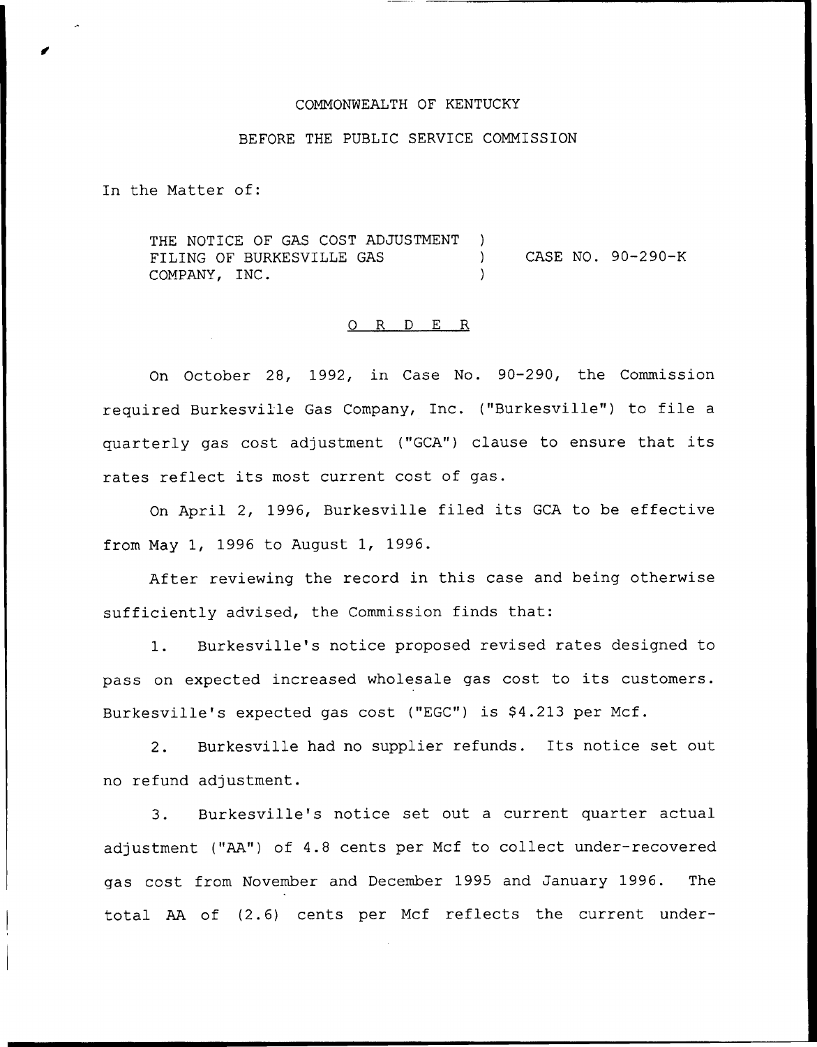COMMONWEALTH OF KENTUCKY

BEFORE THE PUBLIC SERVICE COMMISSION

In the Matter of:

THE NOTICE OF GAS COST ADJUSTMENT FILING OF BURKESVILLE GAS COMPANY, INC. ) CASE NO. 90-290-K

O R D E R

On October 28, 1992, in Case No. 90-290, the Commission required Burkesville Gas Company, Inc. ("Burkesville") to file a quarterly gas cost adjustment ("GCA") clause to ensure that its rates reflect its most current cost of gas.

On April 2, 1996, Burkesville filed its GCA to be effective from May 1, 1996 to August 1, 1996.

After reviewing the record in this case and being otherwise sufficiently advised, the Commission finds that:

1. Burkesville's notice proposed revised rates designed to pass on expected increased wholesale gas cost to its customers. Burkesville's expected gas cost ("EGC") is $4.213 per Mcf.

2. Burkesville had no supplier refunds. Its notice set out no refund adjustment.

3. Burkesville's notice set out a current quarter actual adjustment ("AA") of 4.8 cents per Mcf to collect under-recovered gas cost from November and December 1995 and January 1996. The total AA of (2.6) cents per Mcf reflects the current under-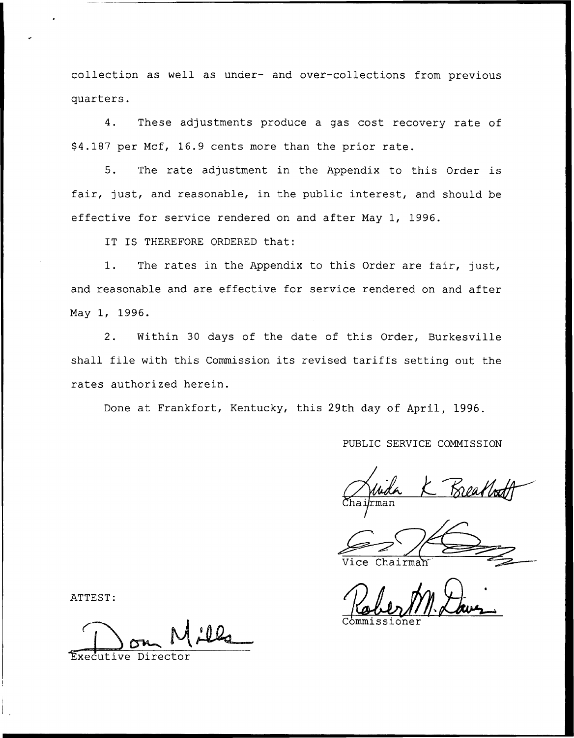collection as well as under- and over-collections from previous quarters.

4. These adjustments produce a gas cost recovery rate of $4.187 per Mcf, 16.9 cents more than the prior rate.

5. The rate adjustment in the Appendix to this Order is fair, just, and reasonable, in the public interest, and should be effective for service rendered on and after May 1, 1996.

IT IS THEREFORE ORDERED that:

1. The rates in the Appendix to this Order are fair, just, and reasonable and are effective for service rendered on and after May 1, 1996.

2. Within 30 days of the date of this Order, Burkesville shall file with this Commission its revised tariffs setting out the rates authorized herein.

Done at Frankfort, Kentucky, this 29th day of April, 1996.

PUBLIC SERVICE COMMISSION

Linda K. Breathitt
Chairman

Vice Chairman

Robert M. Davis
Commissioner

ATTEST:

Don Mills
Executive Director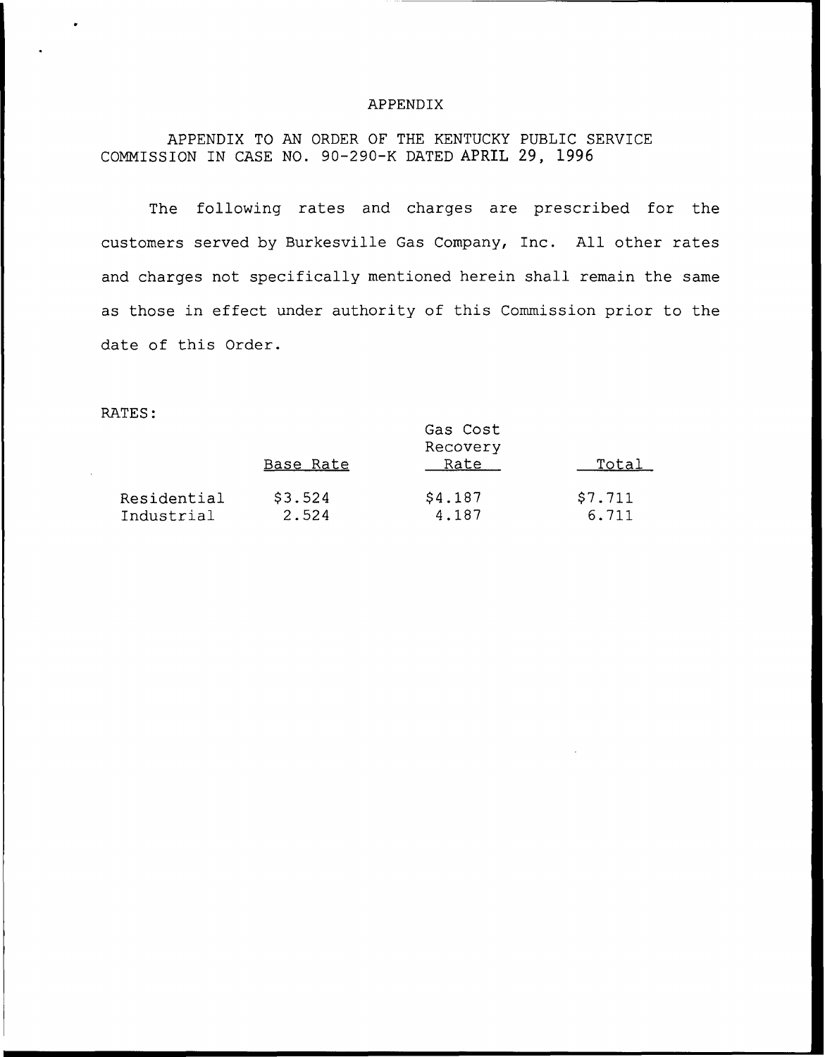# APPENDIX

APPENDIX TO AN ORDER OF THE KENTUCKY PUBLIC SERVICE COMMISSION IN CASE NO. 90-290-K DATED APRIL 29, 1996

The following rates and charges are prescribed for the customers served by Burkesville Gas Company, Inc. All other rates and charges not specifically mentioned herein shall remain the same as those in effect under authority of this Commission prior to the date of this Order.

RATES:

| | Base Rate | Gas Cost Recovery Rate | Total |
|---|---|---|---|
| Residential | $3.524 | $4.187 | $7.711 |
| Industrial | 2.524 | 4.187 | 6.711 |